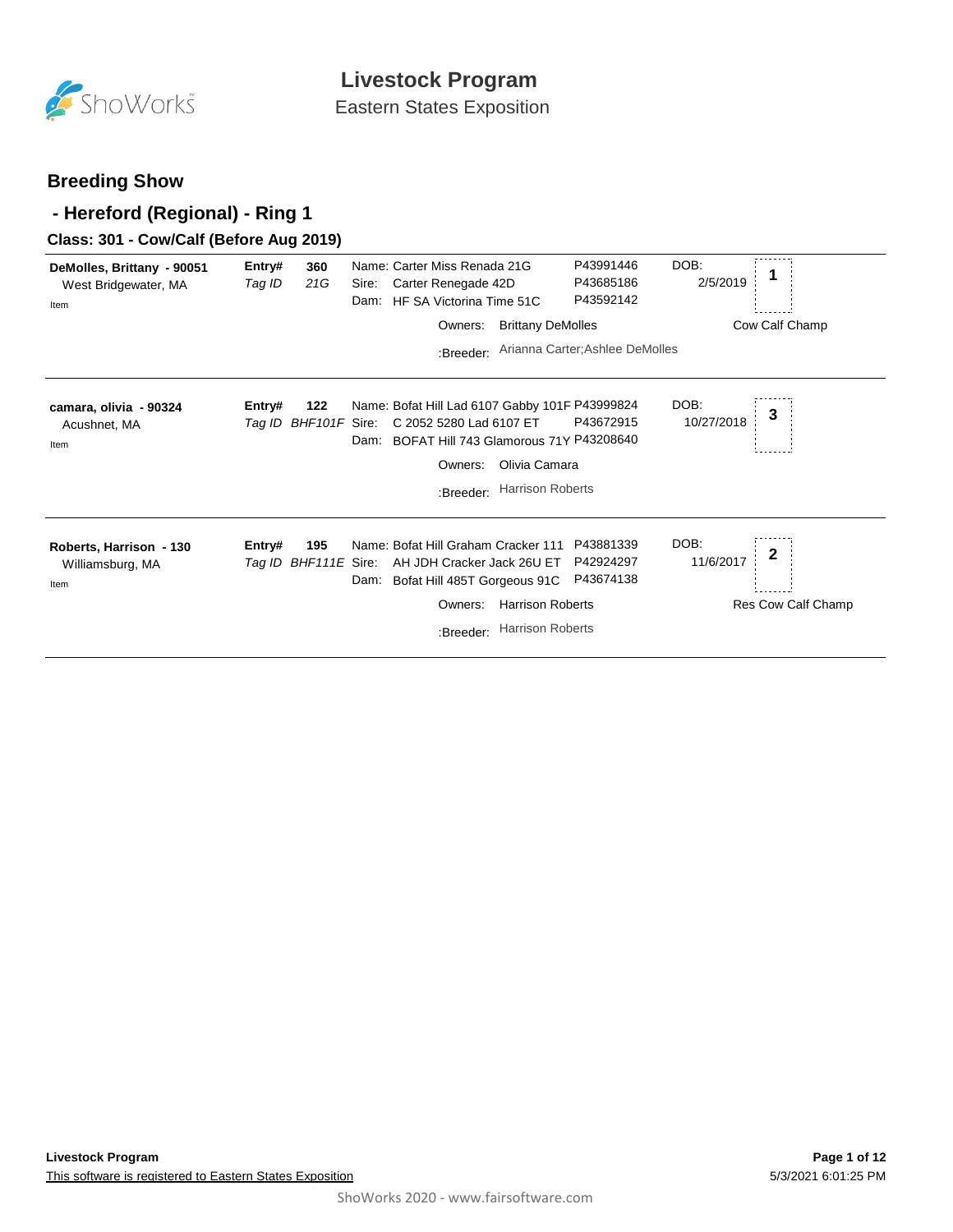# Livestock Program

Eastern States Exposition

## Breeding Show

## - Hereford (Regional) - Ring 1

### Class: 301 - Cow/Calf (Before Aug 2019)

**DeMolles, Brittany - 90051**
West Bridgewater, MA
Item

**Entry#** 360
*Tag ID* *21G*

Name: Carter Miss Renada 21G — P43991446
Sire: Carter Renegade 42D — P43685186
Dam: HF SA Victorina Time 51C — P43592142

Owners: Brittany DeMolles
:Breeder: Arianna Carter;Ashlee DeMolles

DOB: 2/5/2019

Placing: **1**
Cow Calf Champ

---

**camara, olivia - 90324**
Acushnet, MA
Item

**Entry#** 122
*Tag ID* *BHF101F*

Name: Bofat Hill Lad 6107 Gabby 101F — P43999824
Sire: C 2052 5280 Lad 6107 ET — P43672915
Dam: BOFAT Hill 743 Glamorous 71Y — P43208640

Owners: Olivia Camara
:Breeder: Harrison Roberts

DOB: 10/27/2018

Placing: **3**

---

**Roberts, Harrison - 130**
Williamsburg, MA
Item

**Entry#** 195
*Tag ID* *BHF111E*

Name: Bofat Hill Graham Cracker 111 — P43881339
Sire: AH JDH Cracker Jack 26U ET — P42924297
Dam: Bofat Hill 485T Gorgeous 91C — P43674138

Owners: Harrison Roberts
:Breeder: Harrison Roberts

DOB: 11/6/2017

Placing: **2**
Res Cow Calf Champ

---

**Livestock Program**
This software is registered to Eastern States Exposition

5/3/2021 6:01:25 PM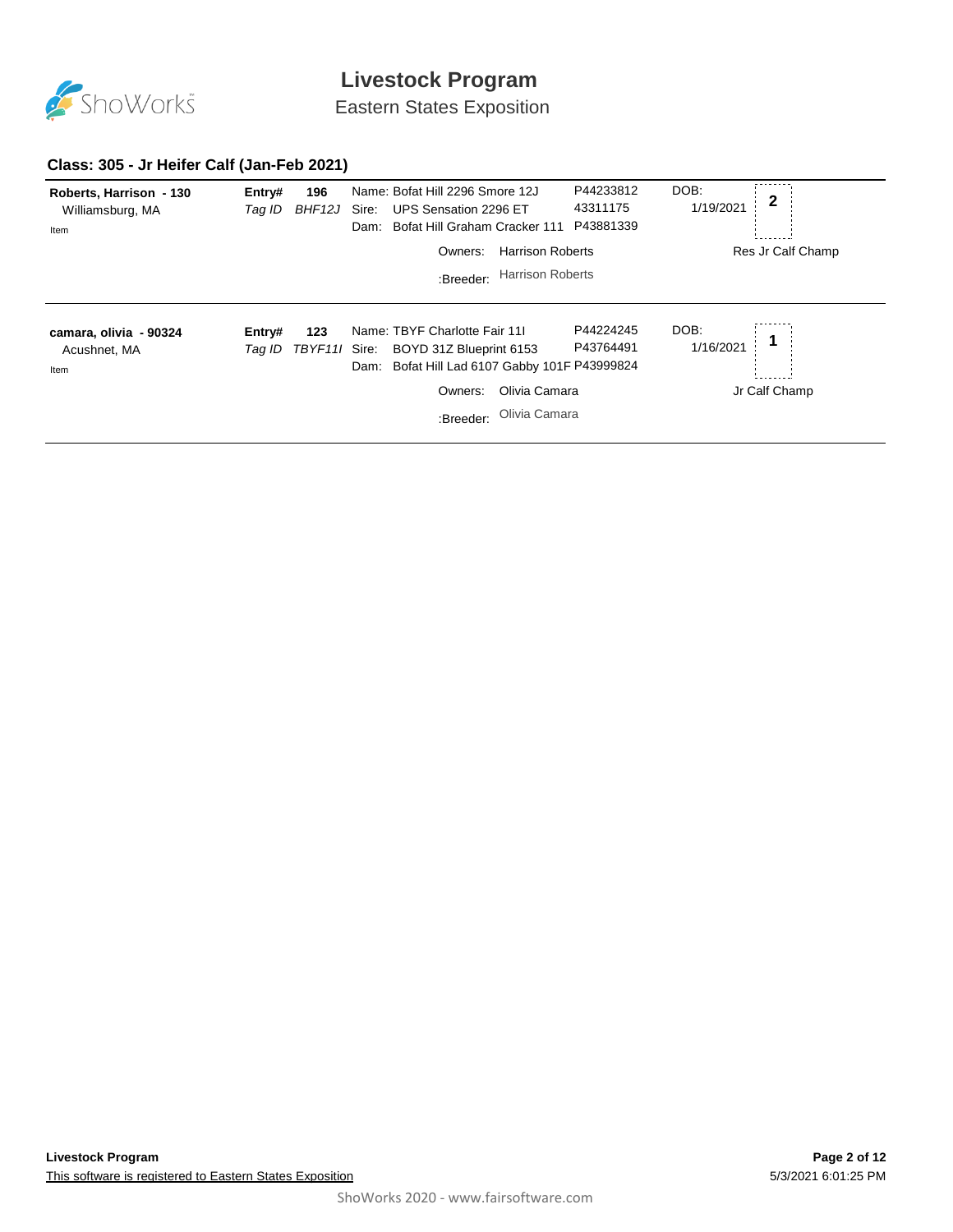# Livestock Program

Eastern States Exposition

### Class: 305 - Jr Heifer Calf (Jan-Feb 2021)

**Roberts, Harrison - 130**
Williamsburg, MA
Item

**Entry#** 196
*Tag ID* *BHF12J*

Name: Bofat Hill 2296 Smore 12J — P44233812
Sire: UPS Sensation 2296 ET — 43311175
Dam: Bofat Hill Graham Cracker 111 — P43881339

Owners: Harrison Roberts
:Breeder: Harrison Roberts

DOB: 1/19/2021

**2**

Res Jr Calf Champ

---

**camara, olivia - 90324**
Acushnet, MA
Item

**Entry#** 123
*Tag ID* *TBYF11I*

Name: TBYF Charlotte Fair 11I — P44224245
Sire: BOYD 31Z Blueprint 6153 — P43764491
Dam: Bofat Hill Lad 6107 Gabby 101F — P43999824

Owners: Olivia Camara
:Breeder: Olivia Camara

DOB: 1/16/2021

**1**

Jr Calf Champ

---

**Livestock Program**

This software is registered to Eastern States Exposition

5/3/2021 6:01:25 PM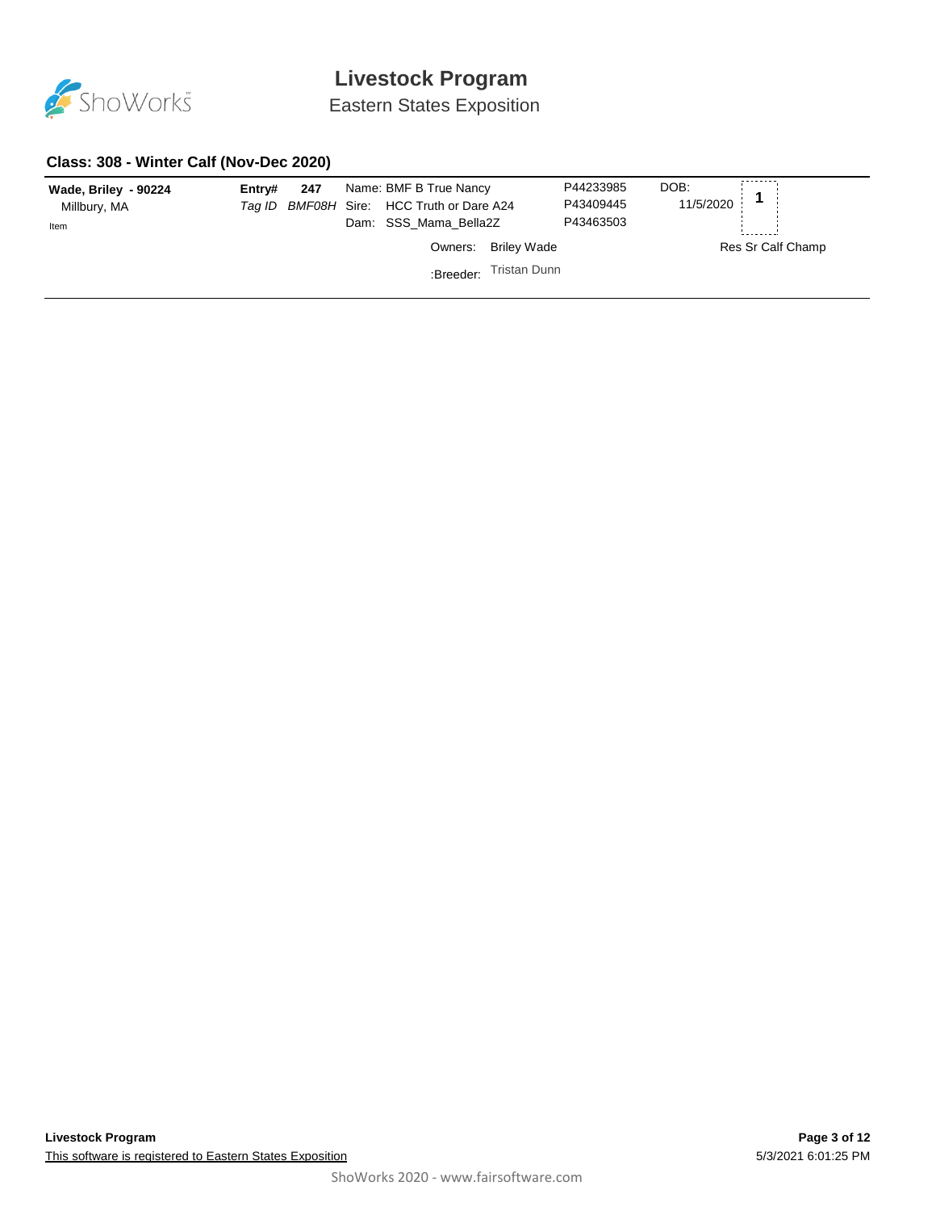# Livestock Program

Eastern States Exposition

### Class: 308 - Winter Calf (Nov-Dec 2020)

| | | | | | |
|---|---|---|---|---|---|
| **Wade, Briley - 90224** | **Entry#** **247** | Name: BMF B True Nancy | P44233985 | DOB: | **1** |
| Millbury, MA | *Tag ID* *BMF08H* | Sire: HCC Truth or Dare A24 | P43409445 | 11/5/2020 | |
| Item | | Dam: SSS_Mama_Bella2Z | P43463503 | | |
| | | Owners: Briley Wade | | | Res Sr Calf Champ |
| | | :Breeder: Tristan Dunn | | | |

**Livestock Program**

This software is registered to Eastern States Exposition

5/3/2021 6:01:25 PM

ShoWorks 2020 - www.fairsoftware.com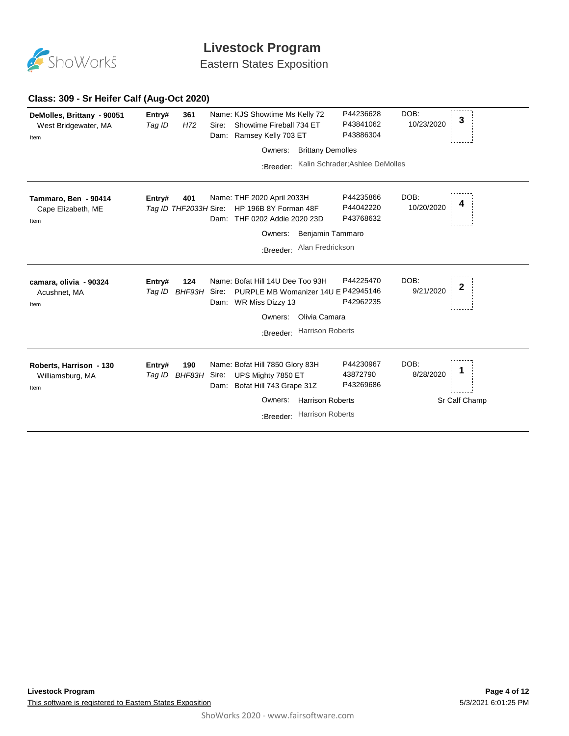# Livestock Program

## Eastern States Exposition

### Class: 309 - Sr Heifer Calf (Aug-Oct 2020)

**DeMolles, Brittany - 90051**
West Bridgewater, MA
Item

**Entry#** 361
*Tag ID* H72

Name: KJS Showtime Ms Kelly 72 — P44236628
Sire: Showtime Fireball 734 ET — P43841062
Dam: Ramsey Kelly 703 ET — P43886304

DOB: 10/23/2020

Placing: **3**

Owners: Brittany Demolles
:Breeder: Kalin Schrader;Ashlee DeMolles

---

**Tammaro, Ben - 90414**
Cape Elizabeth, ME
Item

**Entry#** 401
*Tag ID* THF2033H

Name: THF 2020 April 2033H — P44235866
Sire: HP 196B 8Y Forman 48F — P44042220
Dam: THF 0202 Addie 2020 23D — P43768632

DOB: 10/20/2020

Placing: **4**

Owners: Benjamin Tammaro
:Breeder: Alan Fredrickson

---

**camara, olivia - 90324**
Acushnet, MA
Item

**Entry#** 124
*Tag ID* BHF93H

Name: Bofat Hill 14U Dee Too 93H — P44225470
Sire: PURPLE MB Womanizer 14U E — P42945146
Dam: WR Miss Dizzy 13 — P42962235

DOB: 9/21/2020

Placing: **2**

Owners: Olivia Camara
:Breeder: Harrison Roberts

---

**Roberts, Harrison - 130**
Williamsburg, MA
Item

**Entry#** 190
*Tag ID* BHF83H

Name: Bofat Hill 7850 Glory 83H — P44230967
Sire: UPS Mighty 7850 ET — 43872790
Dam: Bofat Hill 743 Grape 31Z — P43269686

DOB: 8/28/2020

Placing: **1**

Sr Calf Champ

Owners: Harrison Roberts
:Breeder: Harrison Roberts

---

**Livestock Program**
This software is registered to Eastern States Exposition

5/3/2021 6:01:25 PM

ShoWorks 2020 - www.fairsoftware.com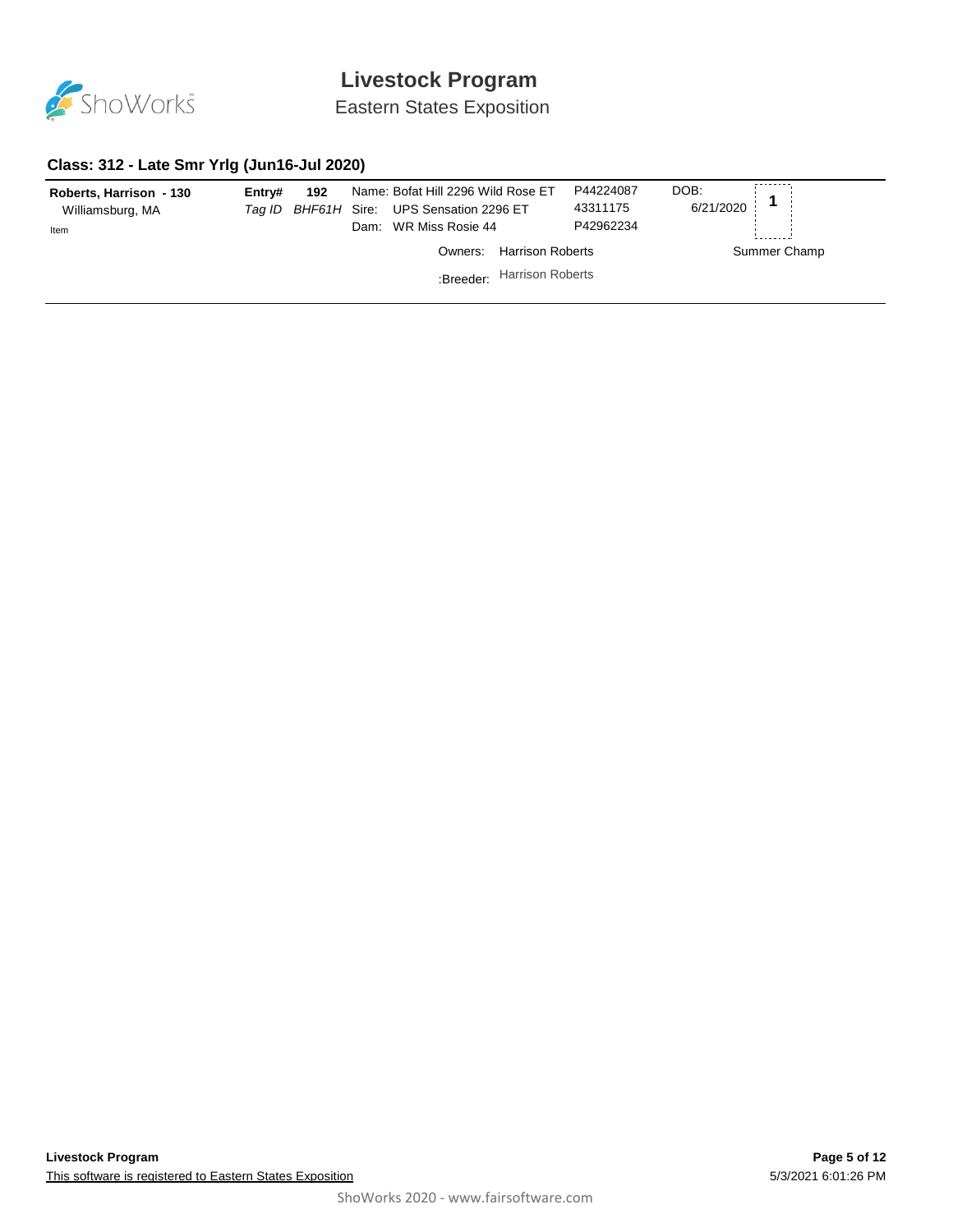# Livestock Program

Eastern States Exposition

## Class: 312 - Late Smr Yrlg (Jun16-Jul 2020)

| | | | | | |
|---|---|---|---|---|---|
| **Roberts, Harrison - 130**<br>Williamsburg, MA<br>Item | **Entry# 192**<br>*Tag ID BHF61H* | Name: Bofat Hill 2296 Wild Rose ET<br>Sire: UPS Sensation 2296 ET<br>Dam: WR Miss Rosie 44 | P44224087<br>43311175<br>P42962234 | DOB:<br>6/21/2020 | **1** |
| | | Owners: Harrison Roberts | | | Summer Champ |
| | | :Breeder: Harrison Roberts | | | |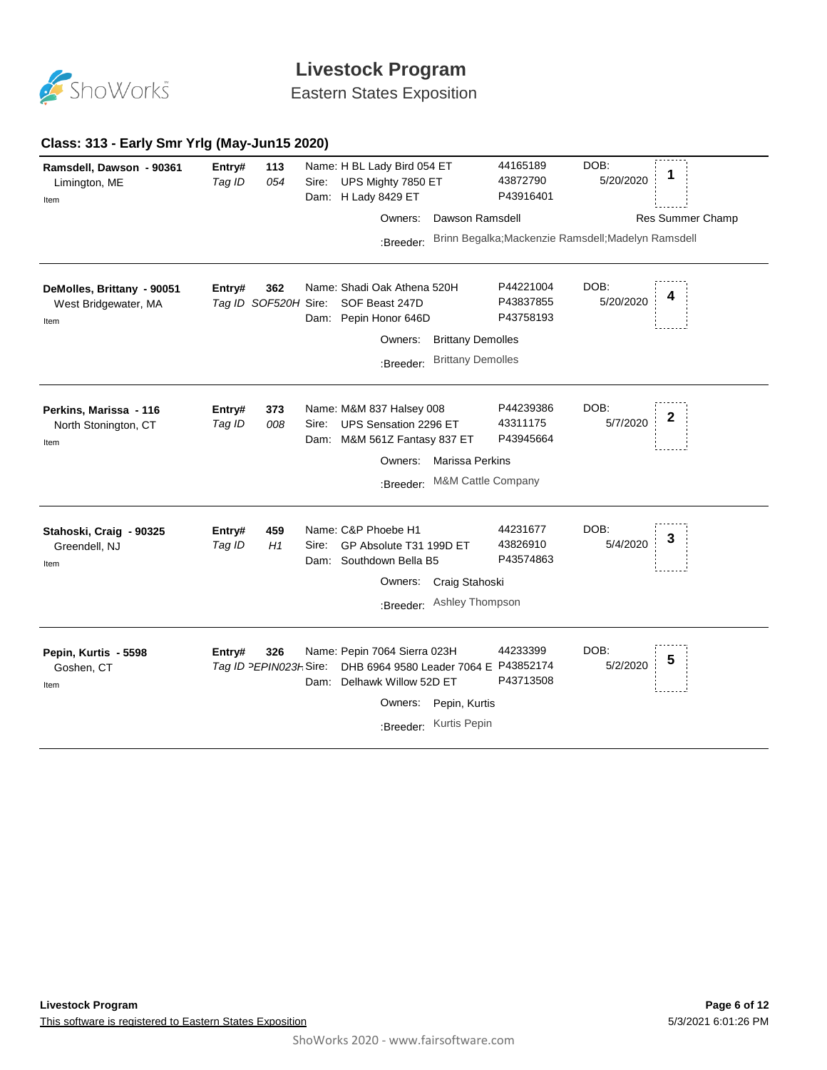# Livestock Program

Eastern States Exposition

## Class: 313 - Early Smr Yrlg (May-Jun15 2020)

**Ramsdell, Dawson - 90361**
Limington, ME
Item

**Entry#** 113
*Tag ID* *054*

Name: H BL Lady Bird 054 ET — 44165189
Sire: UPS Mighty 7850 ET — 43872790
Dam: H Lady 8429 ET — P43916401

DOB: 5/20/2020 — **1**

Owners: Dawson Ramsdell — Res Summer Champ

:Breeder: Brinn Begalka;Mackenzie Ramsdell;Madelyn Ramsdell

---

**DeMolles, Brittany - 90051**
West Bridgewater, MA
Item

**Entry#** 362
*Tag ID* *SOF520H*

Name: Shadi Oak Athena 520H — P44221004
Sire: SOF Beast 247D — P43837855
Dam: Pepin Honor 646D — P43758193

DOB: 5/20/2020 — **4**

Owners: Brittany Demolles

:Breeder: Brittany Demolles

---

**Perkins, Marissa - 116**
North Stonington, CT
Item

**Entry#** 373
*Tag ID* *008*

Name: M&M 837 Halsey 008 — P44239386
Sire: UPS Sensation 2296 ET — 43311175
Dam: M&M 561Z Fantasy 837 ET — P43945664

DOB: 5/7/2020 — **2**

Owners: Marissa Perkins

:Breeder: M&M Cattle Company

---

**Stahoski, Craig - 90325**
Greendell, NJ
Item

**Entry#** 459
*Tag ID* *H1*

Name: C&P Phoebe H1 — 44231677
Sire: GP Absolute T31 199D ET — 43826910
Dam: Southdown Bella B5 — P43574863

DOB: 5/4/2020 — **3**

Owners: Craig Stahoski

:Breeder: Ashley Thompson

---

**Pepin, Kurtis - 5598**
Goshen, CT
Item

**Entry#** 326
*Tag ID* *PEPIN023H*

Name: Pepin 7064 Sierra 023H — 44233399
Sire: DHB 6964 9580 Leader 7064 E — P43852174
Dam: Delhawk Willow 52D ET — P43713508

DOB: 5/2/2020 — **5**

Owners: Pepin, Kurtis

:Breeder: Kurtis Pepin

---

**Livestock Program**
This software is registered to Eastern States Exposition

5/3/2021 6:01:26 PM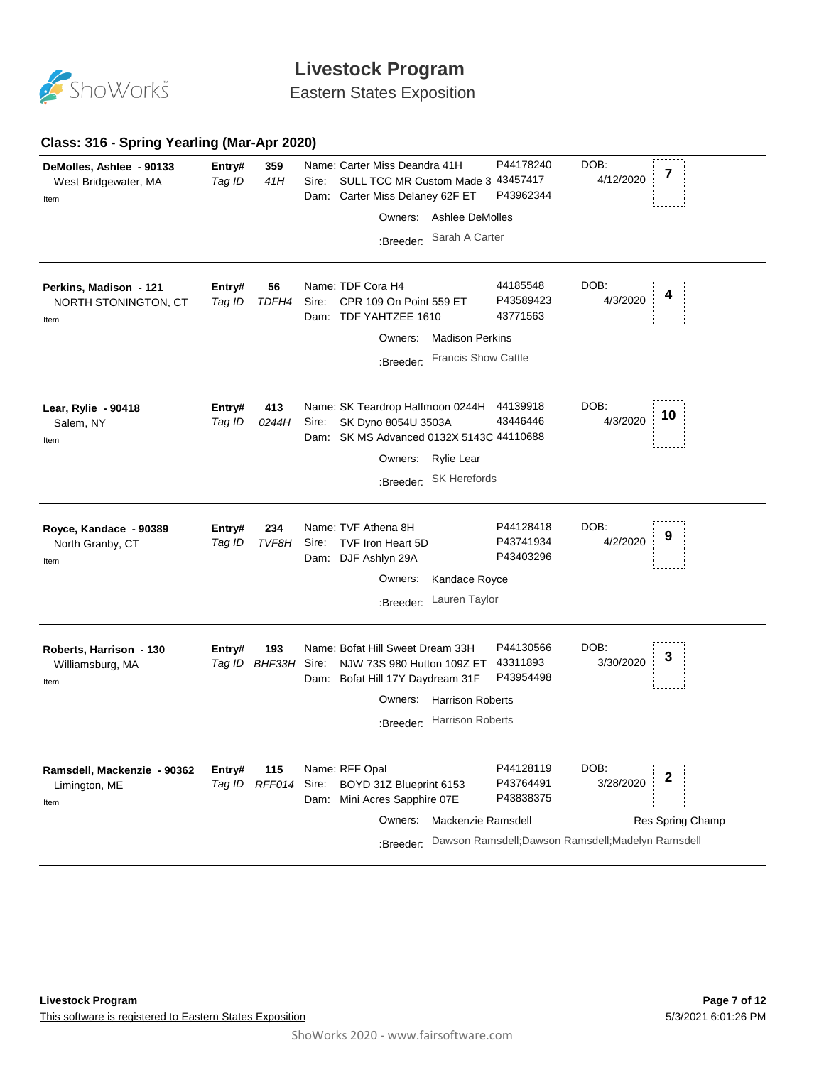# Livestock Program

Eastern States Exposition

## Class: 316 - Spring Yearling (Mar-Apr 2020)

**DeMolles, Ashlee - 90133**
West Bridgewater, MA
Item

**Entry#** 359 *Tag ID* *41H*

Name: Carter Miss Deandra 41H — P44178240
Sire: SULL TCC MR Custom Made 3 — 43457417
Dam: Carter Miss Delaney 62F ET — P43962344

DOB: 4/12/2020 — **7**

Owners: Ashlee DeMolles
:Breeder: Sarah A Carter

---

**Perkins, Madison - 121**
NORTH STONINGTON, CT
Item

**Entry#** 56 *Tag ID* *TDFH4*

Name: TDF Cora H4 — 44185548
Sire: CPR 109 On Point 559 ET — P43589423
Dam: TDF YAHTZEE 1610 — 43771563

DOB: 4/3/2020 — **4**

Owners: Madison Perkins
:Breeder: Francis Show Cattle

---

**Lear, Rylie - 90418**
Salem, NY
Item

**Entry#** 413 *Tag ID* *0244H*

Name: SK Teardrop Halfmoon 0244H — 44139918
Sire: SK Dyno 8054U 3503A — 43446446
Dam: SK MS Advanced 0132X 5143C — 44110688

DOB: 4/3/2020 — **10**

Owners: Rylie Lear
:Breeder: SK Herefords

---

**Royce, Kandace - 90389**
North Granby, CT
Item

**Entry#** 234 *Tag ID* *TVF8H*

Name: TVF Athena 8H — P44128418
Sire: TVF Iron Heart 5D — P43741934
Dam: DJF Ashlyn 29A — P43403296

DOB: 4/2/2020 — **9**

Owners: Kandace Royce
:Breeder: Lauren Taylor

---

**Roberts, Harrison - 130**
Williamsburg, MA
Item

**Entry#** 193 *Tag ID* *BHF33H*

Name: Bofat Hill Sweet Dream 33H — P44130566
Sire: NJW 73S 980 Hutton 109Z ET — 43311893
Dam: Bofat Hill 17Y Daydream 31F — P43954498

DOB: 3/30/2020 — **3**

Owners: Harrison Roberts
:Breeder: Harrison Roberts

---

**Ramsdell, Mackenzie - 90362**
Limington, ME
Item

**Entry#** 115 *Tag ID* *RFF014*

Name: RFF Opal — P44128119
Sire: BOYD 31Z Blueprint 6153 — P43764491
Dam: Mini Acres Sapphire 07E — P43838375

DOB: 3/28/2020 — **2**

Res Spring Champ

Owners: Mackenzie Ramsdell
:Breeder: Dawson Ramsdell;Dawson Ramsdell;Madelyn Ramsdell

---

**Livestock Program**
This software is registered to Eastern States Exposition

5/3/2021 6:01:26 PM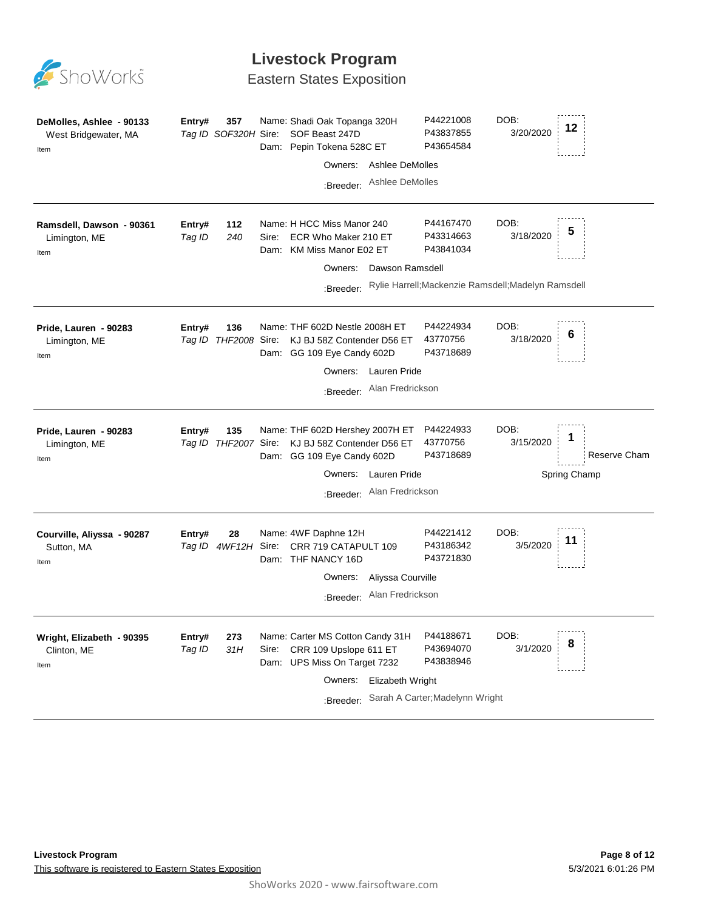# Livestock Program

## Eastern States Exposition

---

**DeMolles, Ashlee - 90133**
West Bridgewater, MA
Item

**Entry#** **357**
*Tag ID* *SOF320H*

Name: Shadi Oak Topanga 320H — P44221008
Sire: SOF Beast 247D — P43837855
Dam: Pepin Tokena 528C ET — P43654584

DOB: 3/20/2020

**12**

Owners: Ashlee DeMolles
:Breeder: Ashlee DeMolles

---

**Ramsdell, Dawson - 90361**
Limington, ME
Item

**Entry#** **112**
*Tag ID* *240*

Name: H HCC Miss Manor 240 — P44167470
Sire: ECR Who Maker 210 ET — P43314663
Dam: KM Miss Manor E02 ET — P43841034

DOB: 3/18/2020

**5**

Owners: Dawson Ramsdell
:Breeder: Rylie Harrell;Mackenzie Ramsdell;Madelyn Ramsdell

---

**Pride, Lauren - 90283**
Limington, ME
Item

**Entry#** **136**
*Tag ID* *THF2008*

Name: THF 602D Nestle 2008H ET — P44224934
Sire: KJ BJ 58Z Contender D56 ET — 43770756
Dam: GG 109 Eye Candy 602D — P43718689

DOB: 3/18/2020

**6**

Owners: Lauren Pride
:Breeder: Alan Fredrickson

---

**Pride, Lauren - 90283**
Limington, ME
Item

**Entry#** **135**
*Tag ID* *THF2007*

Name: THF 602D Hershey 2007H ET — P44224933
Sire: KJ BJ 58Z Contender D56 ET — 43770756
Dam: GG 109 Eye Candy 602D — P43718689

DOB: 3/15/2020

**1**

Reserve Cham

Spring Champ

Owners: Lauren Pride
:Breeder: Alan Fredrickson

---

**Courville, Aliyssa - 90287**
Sutton, MA
Item

**Entry#** **28**
*Tag ID* *4WF12H*

Name: 4WF Daphne 12H — P44221412
Sire: CRR 719 CATAPULT 109 — P43186342
Dam: THF NANCY 16D — P43721830

DOB: 3/5/2020

**11**

Owners: Aliyssa Courville
:Breeder: Alan Fredrickson

---

**Wright, Elizabeth - 90395**
Clinton, ME
Item

**Entry#** **273**
*Tag ID* *31H*

Name: Carter MS Cotton Candy 31H — P44188671
Sire: CRR 109 Upslope 611 ET — P43694070
Dam: UPS Miss On Target 7232 — P43838946

DOB: 3/1/2020

**8**

Owners: Elizabeth Wright
:Breeder: Sarah A Carter;Madelynn Wright

---

**Livestock Program**
This software is registered to Eastern States Exposition

5/3/2021 6:01:26 PM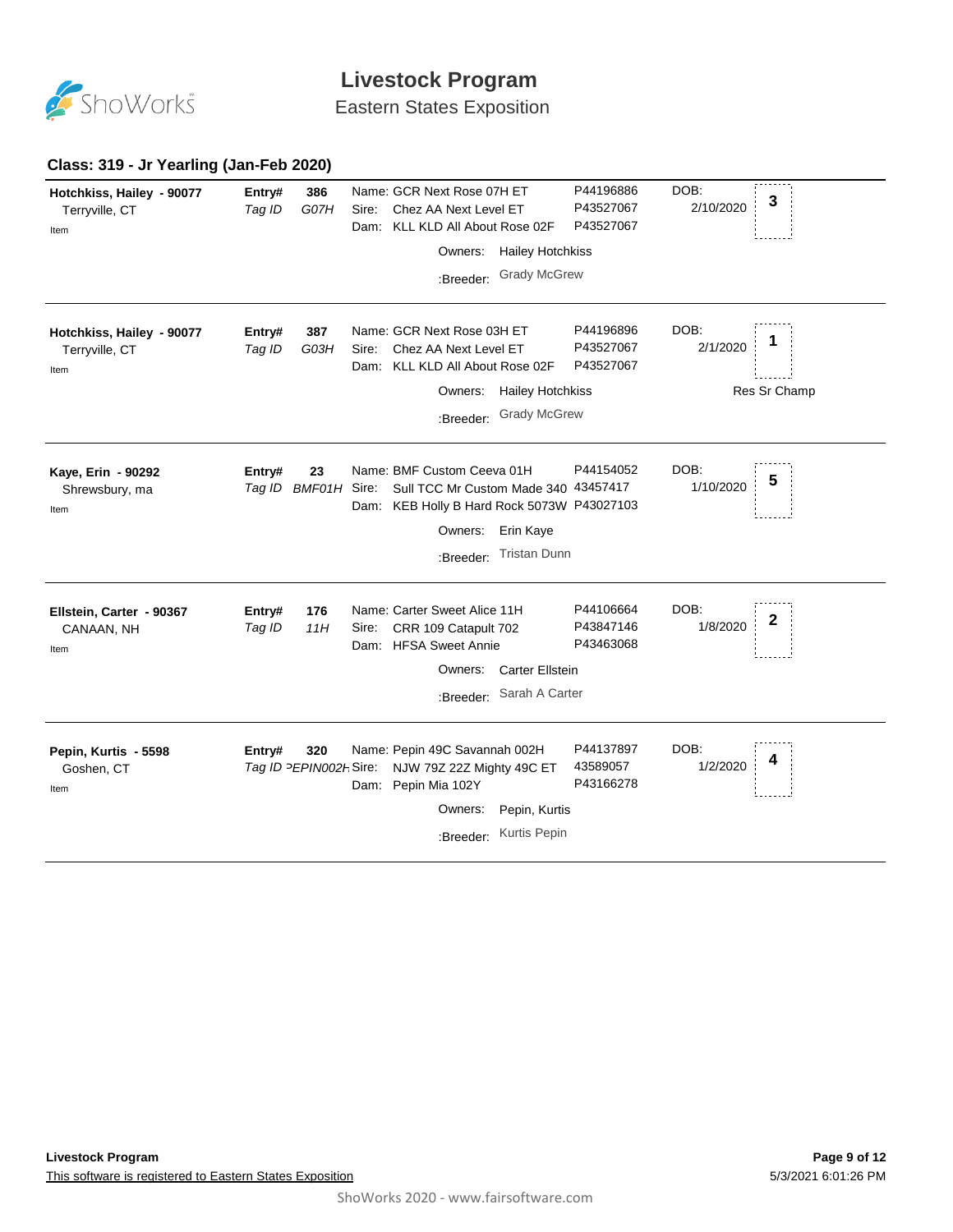# Livestock Program

## Eastern States Exposition

### Class: 319 - Jr Yearling (Jan-Feb 2020)

**Hotchkiss, Hailey - 90077**
Terryville, CT
Item

**Entry#** 386
*Tag ID* G07H

Name: GCR Next Rose 07H ET — P44196886
Sire: Chez AA Next Level ET — P43527067
Dam: KLL KLD All About Rose 02F — P43527067
Owners: Hailey Hotchkiss
:Breeder: Grady McGrew

DOB: 2/10/2020

Placing: 3

---

**Hotchkiss, Hailey - 90077**
Terryville, CT
Item

**Entry#** 387
*Tag ID* G03H

Name: GCR Next Rose 03H ET — P44196896
Sire: Chez AA Next Level ET — P43527067
Dam: KLL KLD All About Rose 02F — P43527067
Owners: Hailey Hotchkiss
:Breeder: Grady McGrew

DOB: 2/1/2020

Placing: 1

Res Sr Champ

---

**Kaye, Erin - 90292**
Shrewsbury, ma
Item

**Entry#** 23
*Tag ID* BMF01H

Name: BMF Custom Ceeva 01H — P44154052
Sire: Sull TCC Mr Custom Made 340 — 43457417
Dam: KEB Holly B Hard Rock 5073W — P43027103
Owners: Erin Kaye
:Breeder: Tristan Dunn

DOB: 1/10/2020

Placing: 5

---

**Ellstein, Carter - 90367**
CANAAN, NH
Item

**Entry#** 176
*Tag ID* 11H

Name: Carter Sweet Alice 11H — P44106664
Sire: CRR 109 Catapult 702 — P43847146
Dam: HFSA Sweet Annie — P43463068
Owners: Carter Ellstein
:Breeder: Sarah A Carter

DOB: 1/8/2020

Placing: 2

---

**Pepin, Kurtis - 5598**
Goshen, CT
Item

**Entry#** 320
*Tag ID* PEPIN002H

Name: Pepin 49C Savannah 002H — P44137897
Sire: NJW 79Z 22Z Mighty 49C ET — 43589057
Dam: Pepin Mia 102Y — P43166278
Owners: Pepin, Kurtis
:Breeder: Kurtis Pepin

DOB: 1/2/2020

Placing: 4

---

Livestock Program
This software is registered to Eastern States Exposition

5/3/2021 6:01:26 PM

ShoWorks 2020 - www.fairsoftware.com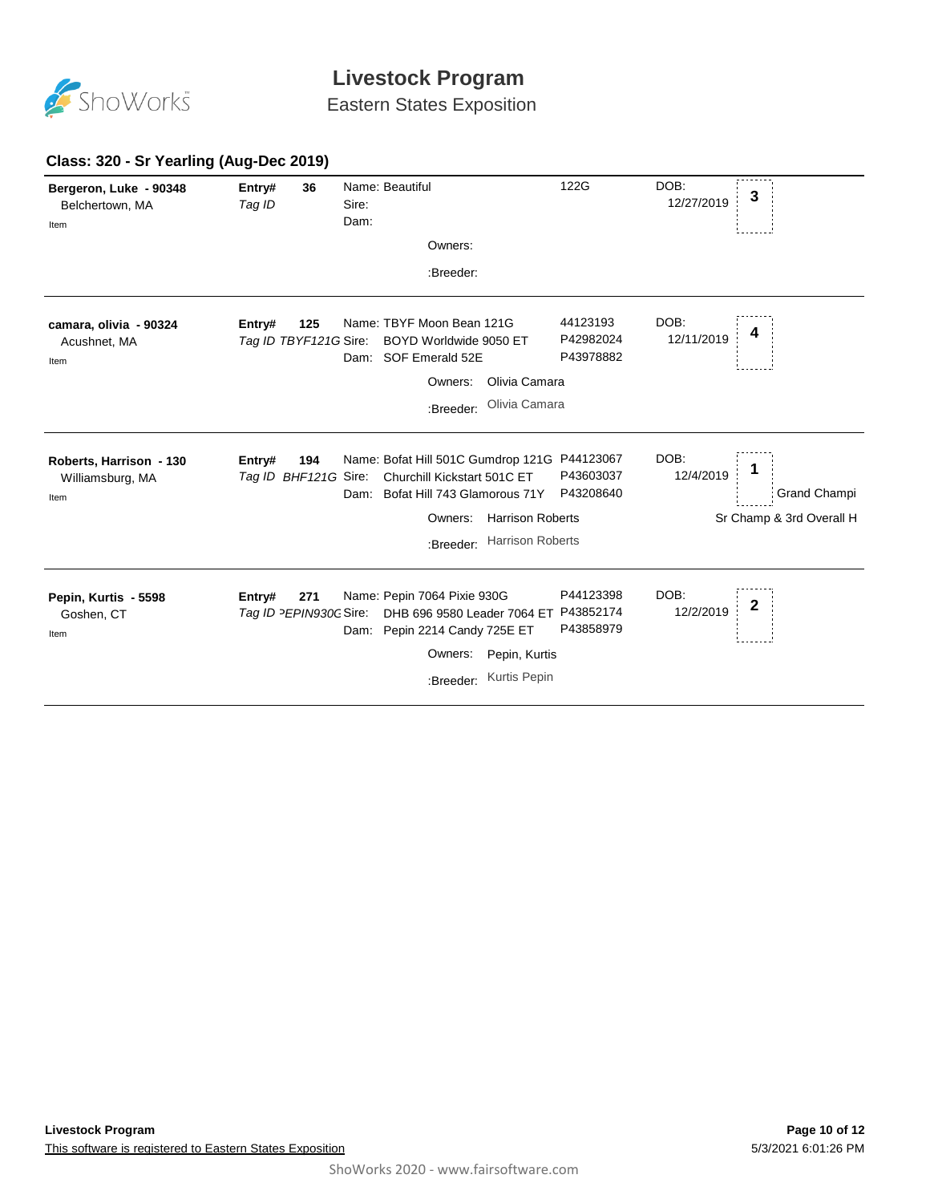# Livestock Program

Eastern States Exposition

## Class: 320 - Sr Yearling (Aug-Dec 2019)

**Bergeron, Luke - 90348**
Belchertown, MA
Item

**Entry#** 36
*Tag ID*

Name: Beautiful 122G
Sire:
Dam:

Owners:
:Breeder:

DOB: 12/27/2019

Placing: **3**

---

**camara, olivia - 90324**
Acushnet, MA
Item

**Entry#** 125
*Tag ID TBYF121G*

Name: TBYF Moon Bean 121G 44123193
Sire: BOYD Worldwide 9050 ET P42982024
Dam: SOF Emerald 52E P43978882

Owners: Olivia Camara
:Breeder: Olivia Camara

DOB: 12/11/2019

Placing: **4**

---

**Roberts, Harrison - 130**
Williamsburg, MA
Item

**Entry#** 194
*Tag ID BHF121G*

Name: Bofat Hill 501C Gumdrop 121G P44123067
Sire: Churchill Kickstart 501C ET P43603037
Dam: Bofat Hill 743 Glamorous 71Y P43208640

Owners: Harrison Roberts
:Breeder: Harrison Roberts

DOB: 12/4/2019

Placing: **1**

Grand Champi

Sr Champ & 3rd Overall H

---

**Pepin, Kurtis - 5598**
Goshen, CT
Item

**Entry#** 271
*Tag ID PEPIN930G*

Name: Pepin 7064 Pixie 930G P44123398
Sire: DHB 696 9580 Leader 7064 ET P43852174
Dam: Pepin 2214 Candy 725E ET P43858979

Owners: Pepin, Kurtis
:Breeder: Kurtis Pepin

DOB: 12/2/2019

Placing: **2**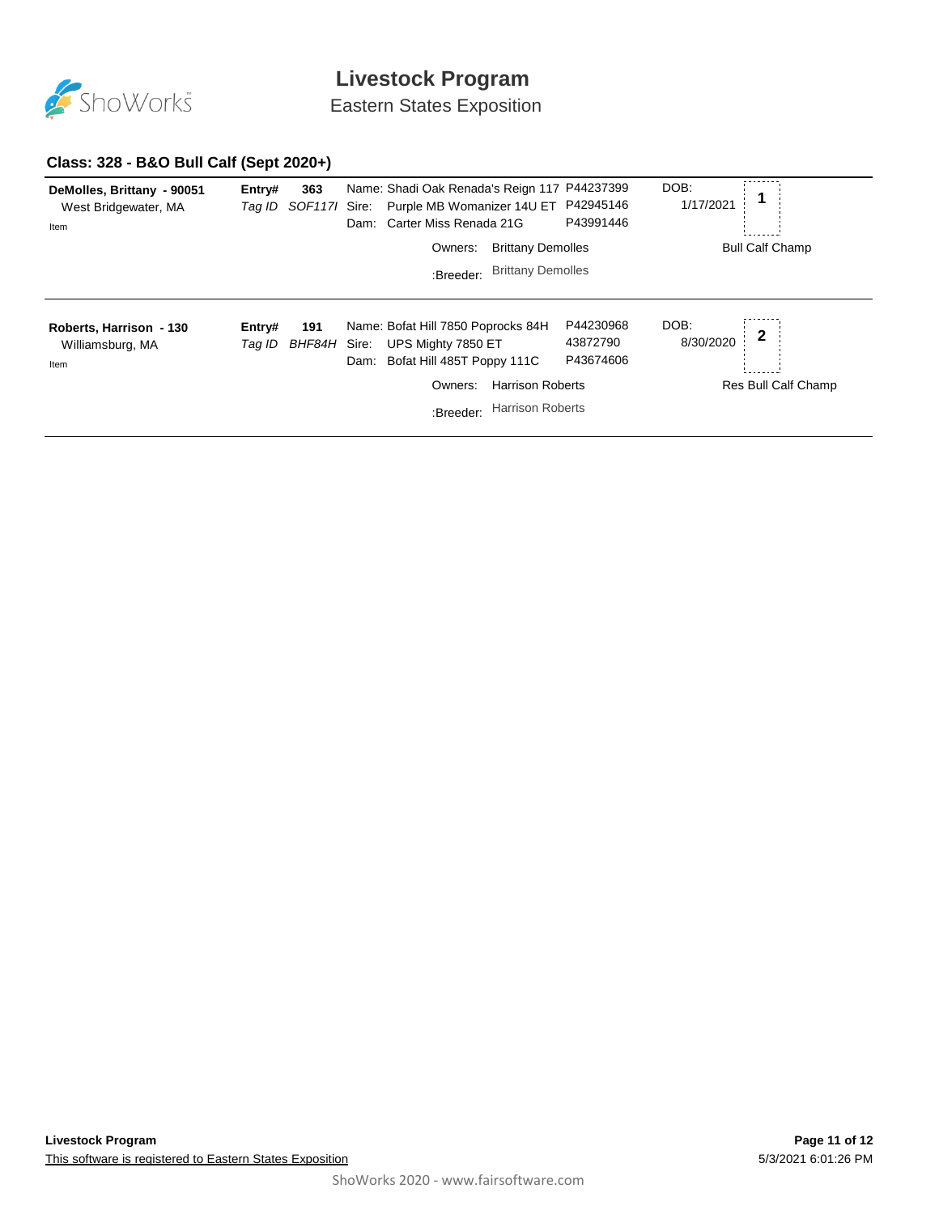# Livestock Program

Eastern States Exposition

### Class: 328 - B&O Bull Calf (Sept 2020+)

**DeMolles, Brittany - 90051**
West Bridgewater, MA
Item

**Entry#** 363
*Tag ID* *SOF117I*

Name: Shadi Oak Renada's Reign 117 P44237399
Sire: Purple MB Womanizer 14U ET P42945146
Dam: Carter Miss Renada 21G P43991446

Owners: Brittany Demolles
:Breeder: Brittany Demolles

DOB: 1/17/2021

**1**

Bull Calf Champ

---

**Roberts, Harrison - 130**
Williamsburg, MA
Item

**Entry#** 191
*Tag ID* *BHF84H*

Name: Bofat Hill 7850 Poprocks 84H P44230968
Sire: UPS Mighty 7850 ET 43872790
Dam: Bofat Hill 485T Poppy 111C P43674606

Owners: Harrison Roberts
:Breeder: Harrison Roberts

DOB: 8/30/2020

**2**

Res Bull Calf Champ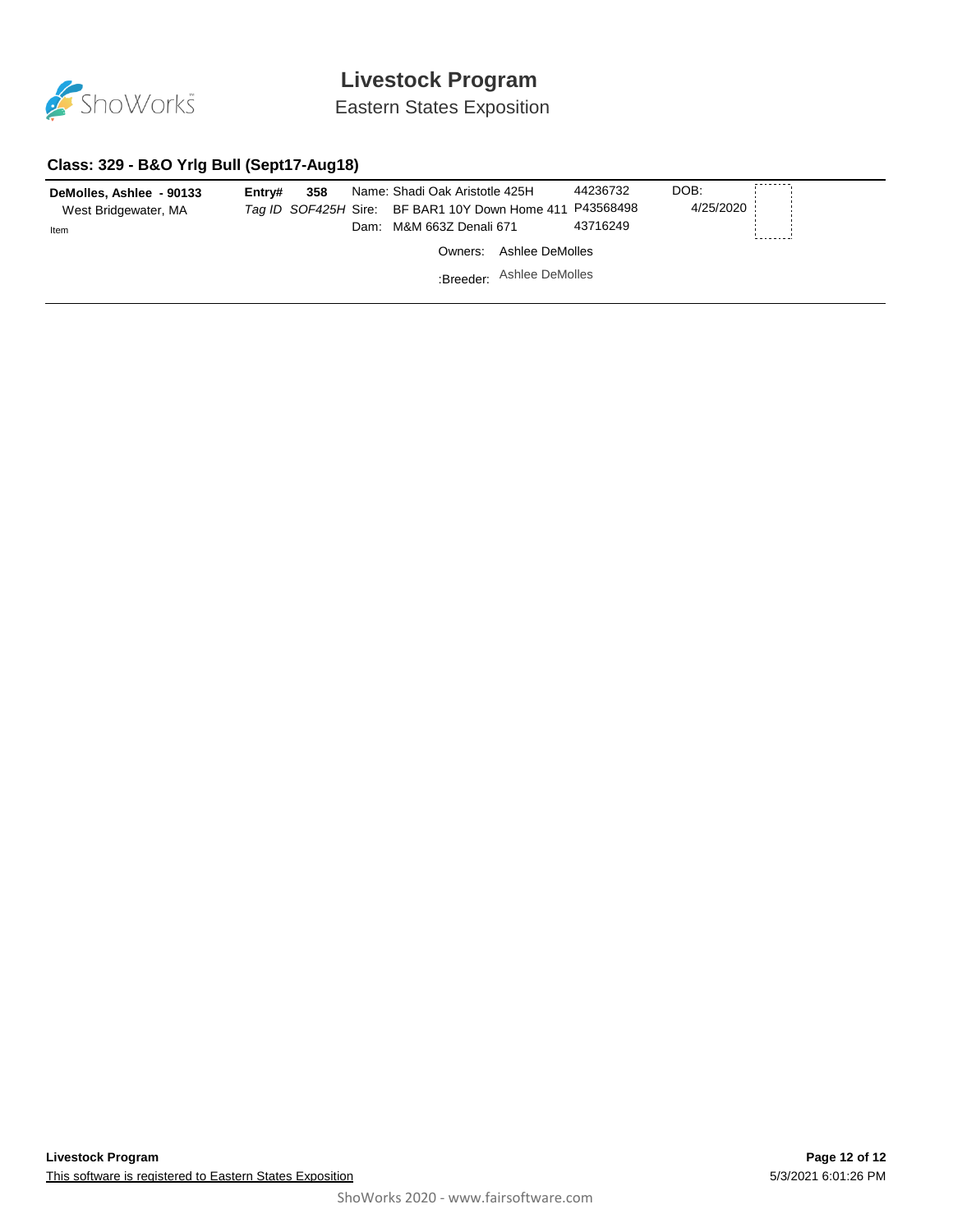# Livestock Program

Eastern States Exposition

### Class: 329 - B&O Yrlg Bull (Sept17-Aug18)

| | | | | | |
|---|---|---|---|---|---|
| **DeMolles, Ashlee - 90133** | **Entry#** **358** | Name: Shadi Oak Aristotle 425H | 44236732 | DOB: | |
| West Bridgewater, MA | *Tag ID SOF425H* | Sire: BF BAR1 10Y Down Home 411 | P43568498 | 4/25/2020 | |
| Item | | Dam: M&M 663Z Denali 671 | 43716249 | | |
| | | Owners: Ashlee DeMolles | | | |
| | | :Breeder: Ashlee DeMolles | | | |

**Livestock Program**

This software is registered to Eastern States Exposition

5/3/2021 6:01:26 PM

ShoWorks 2020 - www.fairsoftware.com